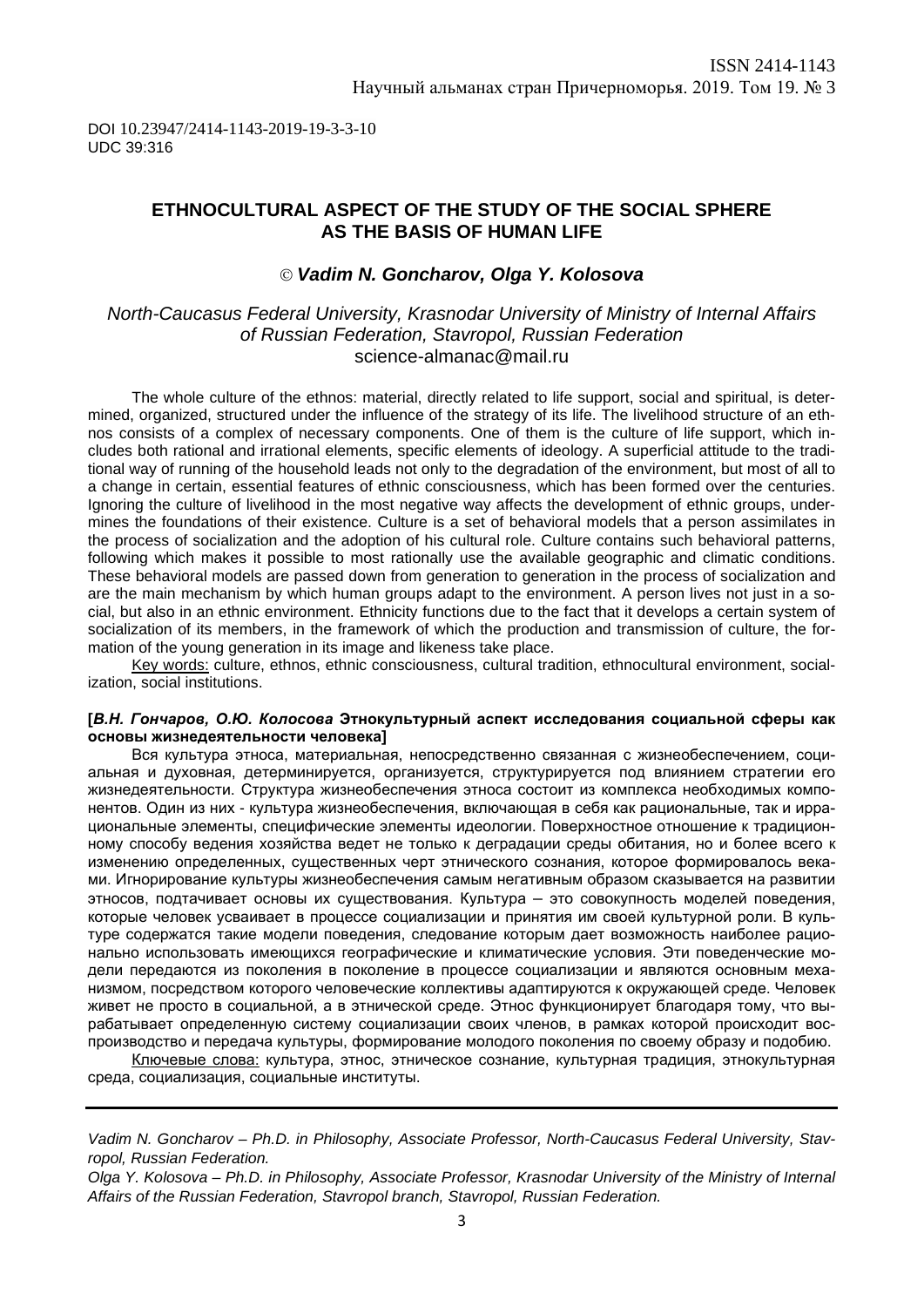DOI 10.23947/2414-1143-2019-19-3-3-10
UDC 39:316

# ETHNOCULTURAL ASPECT OF THE STUDY OF THE SOCIAL SPHERE AS THE BASIS OF HUMAN LIFE

© ***Vadim N. Goncharov, Olga Y. Kolosova***

*North-Caucasus Federal University, Krasnodar University of Ministry of Internal Affairs of Russian Federation, Stavropol, Russian Federation*
science-almanac@mail.ru

The whole culture of the ethnos: material, directly related to life support, social and spiritual, is determined, organized, structured under the influence of the strategy of its life. The livelihood structure of an ethnos consists of a complex of necessary components. One of them is the culture of life support, which includes both rational and irrational elements, specific elements of ideology. A superficial attitude to the traditional way of running of the household leads not only to the degradation of the environment, but most of all to a change in certain, essential features of ethnic consciousness, which has been formed over the centuries. Ignoring the culture of livelihood in the most negative way affects the development of ethnic groups, undermines the foundations of their existence. Culture is a set of behavioral models that a person assimilates in the process of socialization and the adoption of his cultural role. Culture contains such behavioral patterns, following which makes it possible to most rationally use the available geographic and climatic conditions. These behavioral models are passed down from generation to generation in the process of socialization and are the main mechanism by which human groups adapt to the environment. A person lives not just in a social, but also in an ethnic environment. Ethnicity functions due to the fact that it develops a certain system of socialization of its members, in the framework of which the production and transmission of culture, the formation of the young generation in its image and likeness take place.

Key words: culture, ethnos, ethnic consciousness, cultural tradition, ethnocultural environment, socialization, social institutions.

**[*В.Н. Гончаров, О.Ю. Колосова* Этнокультурный аспект исследования социальной сферы как основы жизнедеятельности человека]**

Вся культура этноса, материальная, непосредственно связанная с жизнеобеспечением, социальная и духовная, детерминируется, организуется, структурируется под влиянием стратегии его жизнедеятельности. Структура жизнеобеспечения этноса состоит из комплекса необходимых компонентов. Один из них - культура жизнеобеспечения, включающая в себя как рациональные, так и иррациональные элементы, специфические элементы идеологии. Поверхностное отношение к традиционному способу ведения хозяйства ведет не только к деградации среды обитания, но и более всего к изменению определенных, существенных черт этнического сознания, которое формировалось веками. Игнорирование культуры жизнеобеспечения самым негативным образом сказывается на развитии этносов, подтачивает основы их существования. Культура – это совокупность моделей поведения, которые человек усваивает в процессе социализации и принятия им своей культурной роли. В культуре содержатся такие модели поведения, следование которым дает возможность наиболее рационально использовать имеющихся географические и климатические условия. Эти поведенческие модели передаются из поколения в поколение в процессе социализации и являются основным механизмом, посредством которого человеческие коллективы адаптируются к окружающей среде. Человек живет не просто в социальной, а в этнической среде. Этнос функционирует благодаря тому, что вырабатывает определенную систему социализации своих членов, в рамках которой происходит воспроизводство и передача культуры, формирование молодого поколения по своему образу и подобию.

Ключевые слова: культура, этнос, этническое сознание, культурная традиция, этнокультурная среда, социализация, социальные институты.

---

*Vadim N. Goncharov – Ph.D. in Philosophy, Associate Professor, North-Caucasus Federal University, Stavropol, Russian Federation.*

*Olga Y. Kolosova – Ph.D. in Philosophy, Associate Professor, Krasnodar University of the Ministry of Internal Affairs of the Russian Federation, Stavropol branch, Stavropol, Russian Federation.*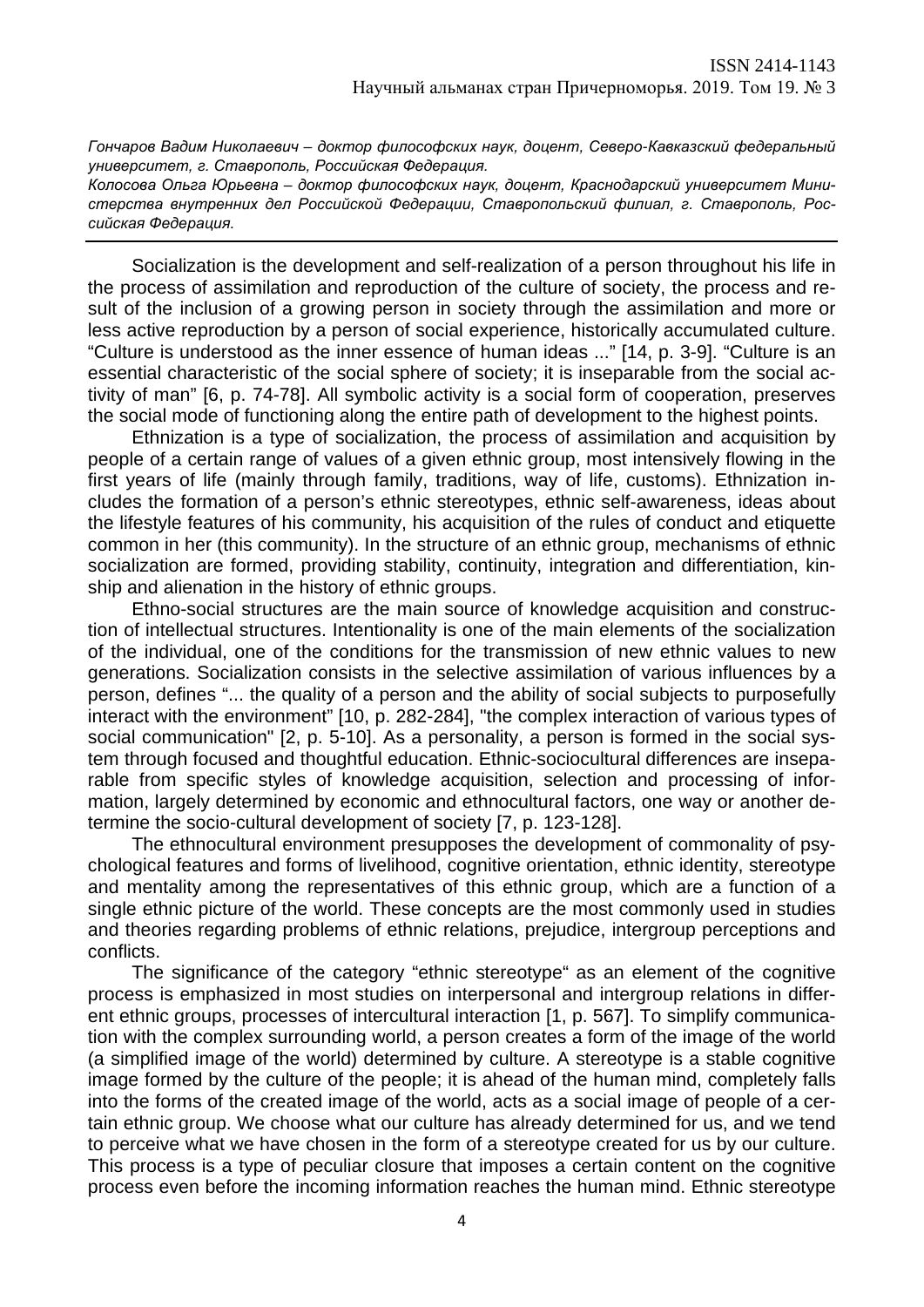*Гончаров Вадим Николаевич – доктор философских наук, доцент, Северо-Кавказский федеральный университет, г. Ставрополь, Российская Федерация.*

*Колосова Ольга Юрьевна – доктор философских наук, доцент, Краснодарский университет Министерства внутренних дел Российской Федерации, Ставропольский филиал, г. Ставрополь, Российская Федерация.*

---

Socialization is the development and self-realization of a person throughout his life in the process of assimilation and reproduction of the culture of society, the process and result of the inclusion of a growing person in society through the assimilation and more or less active reproduction by a person of social experience, historically accumulated culture. “Culture is understood as the inner essence of human ideas ...” [14, p. 3-9]. “Culture is an essential characteristic of the social sphere of society; it is inseparable from the social activity of man” [6, p. 74-78]. All symbolic activity is a social form of cooperation, preserves the social mode of functioning along the entire path of development to the highest points.

Ethnization is a type of socialization, the process of assimilation and acquisition by people of a certain range of values of a given ethnic group, most intensively flowing in the first years of life (mainly through family, traditions, way of life, customs). Ethnization includes the formation of a person’s ethnic stereotypes, ethnic self-awareness, ideas about the lifestyle features of his community, his acquisition of the rules of conduct and etiquette common in her (this community). In the structure of an ethnic group, mechanisms of ethnic socialization are formed, providing stability, continuity, integration and differentiation, kinship and alienation in the history of ethnic groups.

Ethno-social structures are the main source of knowledge acquisition and construction of intellectual structures. Intentionality is one of the main elements of the socialization of the individual, one of the conditions for the transmission of new ethnic values to new generations. Socialization consists in the selective assimilation of various influences by a person, defines “... the quality of a person and the ability of social subjects to purposefully interact with the environment” [10, p. 282-284], "the complex interaction of various types of social communication" [2, p. 5-10]. As a personality, a person is formed in the social system through focused and thoughtful education. Ethnic-sociocultural differences are inseparable from specific styles of knowledge acquisition, selection and processing of information, largely determined by economic and ethnocultural factors, one way or another determine the socio-cultural development of society [7, p. 123-128].

The ethnocultural environment presupposes the development of commonality of psychological features and forms of livelihood, cognitive orientation, ethnic identity, stereotype and mentality among the representatives of this ethnic group, which are a function of a single ethnic picture of the world. These concepts are the most commonly used in studies and theories regarding problems of ethnic relations, prejudice, intergroup perceptions and conflicts.

The significance of the category “ethnic stereotype“ as an element of the cognitive process is emphasized in most studies on interpersonal and intergroup relations in different ethnic groups, processes of intercultural interaction [1, p. 567]. To simplify communication with the complex surrounding world, a person creates a form of the image of the world (a simplified image of the world) determined by culture. A stereotype is a stable cognitive image formed by the culture of the people; it is ahead of the human mind, completely falls into the forms of the created image of the world, acts as a social image of people of a certain ethnic group. We choose what our culture has already determined for us, and we tend to perceive what we have chosen in the form of a stereotype created for us by our culture. This process is a type of peculiar closure that imposes a certain content on the cognitive process even before the incoming information reaches the human mind. Ethnic stereotype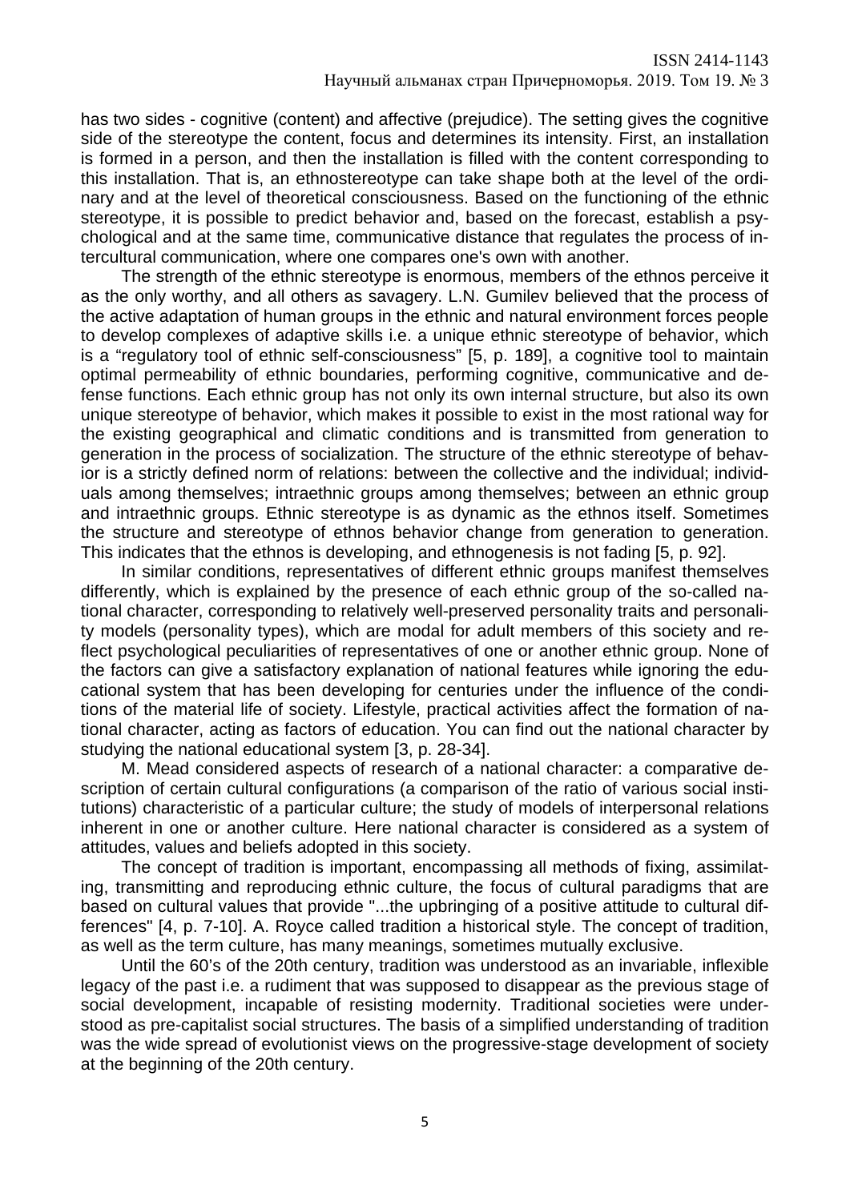has two sides - cognitive (content) and affective (prejudice). The setting gives the cognitive side of the stereotype the content, focus and determines its intensity. First, an installation is formed in a person, and then the installation is filled with the content corresponding to this installation. That is, an ethnostereotype can take shape both at the level of the ordinary and at the level of theoretical consciousness. Based on the functioning of the ethnic stereotype, it is possible to predict behavior and, based on the forecast, establish a psychological and at the same time, communicative distance that regulates the process of intercultural communication, where one compares one's own with another.

The strength of the ethnic stereotype is enormous, members of the ethnos perceive it as the only worthy, and all others as savagery. L.N. Gumilev believed that the process of the active adaptation of human groups in the ethnic and natural environment forces people to develop complexes of adaptive skills i.e. a unique ethnic stereotype of behavior, which is a "regulatory tool of ethnic self-consciousness" [5, p. 189], a cognitive tool to maintain optimal permeability of ethnic boundaries, performing cognitive, communicative and defense functions. Each ethnic group has not only its own internal structure, but also its own unique stereotype of behavior, which makes it possible to exist in the most rational way for the existing geographical and climatic conditions and is transmitted from generation to generation in the process of socialization. The structure of the ethnic stereotype of behavior is a strictly defined norm of relations: between the collective and the individual; individuals among themselves; intraethnic groups among themselves; between an ethnic group and intraethnic groups. Ethnic stereotype is as dynamic as the ethnos itself. Sometimes the structure and stereotype of ethnos behavior change from generation to generation. This indicates that the ethnos is developing, and ethnogenesis is not fading [5, p. 92].

In similar conditions, representatives of different ethnic groups manifest themselves differently, which is explained by the presence of each ethnic group of the so-called national character, corresponding to relatively well-preserved personality traits and personality models (personality types), which are modal for adult members of this society and reflect psychological peculiarities of representatives of one or another ethnic group. None of the factors can give a satisfactory explanation of national features while ignoring the educational system that has been developing for centuries under the influence of the conditions of the material life of society. Lifestyle, practical activities affect the formation of national character, acting as factors of education. You can find out the national character by studying the national educational system [3, p. 28-34].

M. Mead considered aspects of research of a national character: a comparative description of certain cultural configurations (a comparison of the ratio of various social institutions) characteristic of a particular culture; the study of models of interpersonal relations inherent in one or another culture. Here national character is considered as a system of attitudes, values and beliefs adopted in this society.

The concept of tradition is important, encompassing all methods of fixing, assimilating, transmitting and reproducing ethnic culture, the focus of cultural paradigms that are based on cultural values that provide "...the upbringing of a positive attitude to cultural differences" [4, p. 7-10]. A. Royce called tradition a historical style. The concept of tradition, as well as the term culture, has many meanings, sometimes mutually exclusive.

Until the 60's of the 20th century, tradition was understood as an invariable, inflexible legacy of the past i.e. a rudiment that was supposed to disappear as the previous stage of social development, incapable of resisting modernity. Traditional societies were understood as pre-capitalist social structures. The basis of a simplified understanding of tradition was the wide spread of evolutionist views on the progressive-stage development of society at the beginning of the 20th century.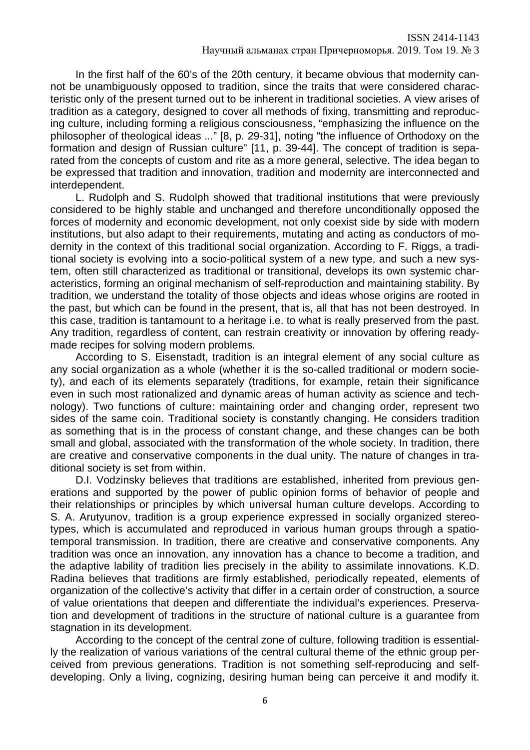In the first half of the 60's of the 20th century, it became obvious that modernity cannot be unambiguously opposed to tradition, since the traits that were considered characteristic only of the present turned out to be inherent in traditional societies. A view arises of tradition as a category, designed to cover all methods of fixing, transmitting and reproducing culture, including forming a religious consciousness, "emphasizing the influence on the philosopher of theological ideas ..." [8, p. 29-31], noting "the influence of Orthodoxy on the formation and design of Russian culture" [11, p. 39-44]. The concept of tradition is separated from the concepts of custom and rite as a more general, selective. The idea began to be expressed that tradition and innovation, tradition and modernity are interconnected and interdependent.

L. Rudolph and S. Rudolph showed that traditional institutions that were previously considered to be highly stable and unchanged and therefore unconditionally opposed the forces of modernity and economic development, not only coexist side by side with modern institutions, but also adapt to their requirements, mutating and acting as conductors of modernity in the context of this traditional social organization. According to F. Riggs, a traditional society is evolving into a socio-political system of a new type, and such a new system, often still characterized as traditional or transitional, develops its own systemic characteristics, forming an original mechanism of self-reproduction and maintaining stability. By tradition, we understand the totality of those objects and ideas whose origins are rooted in the past, but which can be found in the present, that is, all that has not been destroyed. In this case, tradition is tantamount to a heritage i.e. to what is really preserved from the past. Any tradition, regardless of content, can restrain creativity or innovation by offering ready-made recipes for solving modern problems.

According to S. Eisenstadt, tradition is an integral element of any social culture as any social organization as a whole (whether it is the so-called traditional or modern society), and each of its elements separately (traditions, for example, retain their significance even in such most rationalized and dynamic areas of human activity as science and technology). Two functions of culture: maintaining order and changing order, represent two sides of the same coin. Traditional society is constantly changing. He considers tradition as something that is in the process of constant change, and these changes can be both small and global, associated with the transformation of the whole society. In tradition, there are creative and conservative components in the dual unity. The nature of changes in traditional society is set from within.

D.I. Vodzinsky believes that traditions are established, inherited from previous generations and supported by the power of public opinion forms of behavior of people and their relationships or principles by which universal human culture develops. According to S. A. Arutyunov, tradition is a group experience expressed in socially organized stereotypes, which is accumulated and reproduced in various human groups through a spatio-temporal transmission. In tradition, there are creative and conservative components. Any tradition was once an innovation, any innovation has a chance to become a tradition, and the adaptive lability of tradition lies precisely in the ability to assimilate innovations. K.D. Radina believes that traditions are firmly established, periodically repeated, elements of organization of the collective's activity that differ in a certain order of construction, a source of value orientations that deepen and differentiate the individual's experiences. Preservation and development of traditions in the structure of national culture is a guarantee from stagnation in its development.

According to the concept of the central zone of culture, following tradition is essentially the realization of various variations of the central cultural theme of the ethnic group perceived from previous generations. Tradition is not something self-reproducing and self-developing. Only a living, cognizing, desiring human being can perceive it and modify it.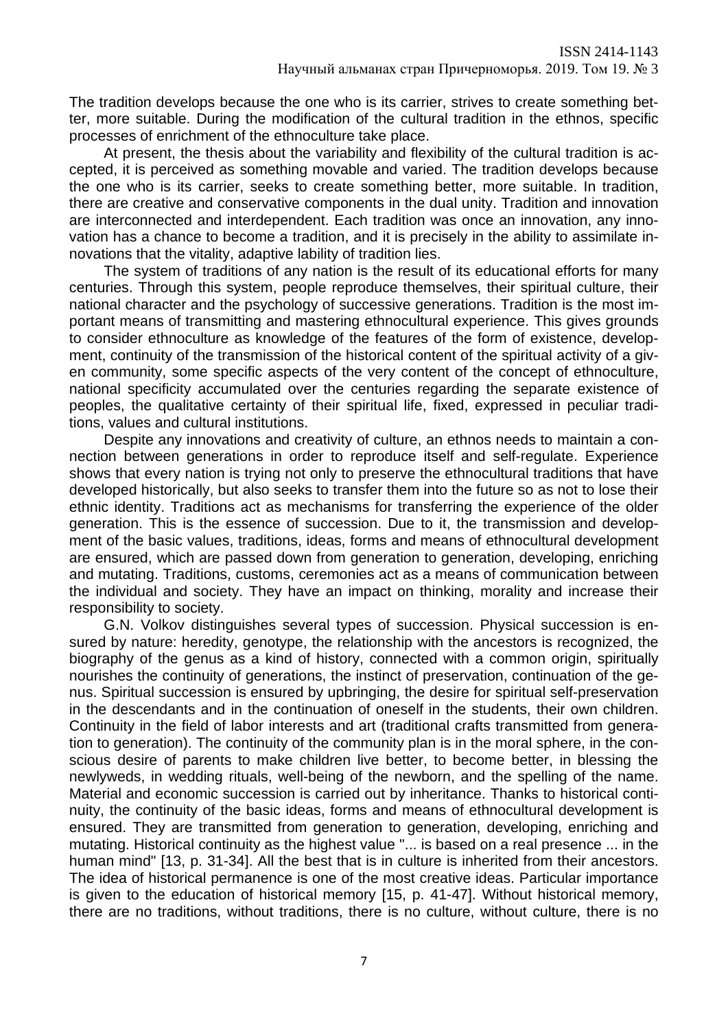The tradition develops because the one who is its carrier, strives to create something better, more suitable. During the modification of the cultural tradition in the ethnos, specific processes of enrichment of the ethnoculture take place.

At present, the thesis about the variability and flexibility of the cultural tradition is accepted, it is perceived as something movable and varied. The tradition develops because the one who is its carrier, seeks to create something better, more suitable. In tradition, there are creative and conservative components in the dual unity. Tradition and innovation are interconnected and interdependent. Each tradition was once an innovation, any innovation has a chance to become a tradition, and it is precisely in the ability to assimilate innovations that the vitality, adaptive lability of tradition lies.

The system of traditions of any nation is the result of its educational efforts for many centuries. Through this system, people reproduce themselves, their spiritual culture, their national character and the psychology of successive generations. Tradition is the most important means of transmitting and mastering ethnocultural experience. This gives grounds to consider ethnoculture as knowledge of the features of the form of existence, development, continuity of the transmission of the historical content of the spiritual activity of a given community, some specific aspects of the very content of the concept of ethnoculture, national specificity accumulated over the centuries regarding the separate existence of peoples, the qualitative certainty of their spiritual life, fixed, expressed in peculiar traditions, values and cultural institutions.

Despite any innovations and creativity of culture, an ethnos needs to maintain a connection between generations in order to reproduce itself and self-regulate. Experience shows that every nation is trying not only to preserve the ethnocultural traditions that have developed historically, but also seeks to transfer them into the future so as not to lose their ethnic identity. Traditions act as mechanisms for transferring the experience of the older generation. This is the essence of succession. Due to it, the transmission and development of the basic values, traditions, ideas, forms and means of ethnocultural development are ensured, which are passed down from generation to generation, developing, enriching and mutating. Traditions, customs, ceremonies act as a means of communication between the individual and society. They have an impact on thinking, morality and increase their responsibility to society.

G.N. Volkov distinguishes several types of succession. Physical succession is ensured by nature: heredity, genotype, the relationship with the ancestors is recognized, the biography of the genus as a kind of history, connected with a common origin, spiritually nourishes the continuity of generations, the instinct of preservation, continuation of the genus. Spiritual succession is ensured by upbringing, the desire for spiritual self-preservation in the descendants and in the continuation of oneself in the students, their own children. Continuity in the field of labor interests and art (traditional crafts transmitted from generation to generation). The continuity of the community plan is in the moral sphere, in the conscious desire of parents to make children live better, to become better, in blessing the newlyweds, in wedding rituals, well-being of the newborn, and the spelling of the name. Material and economic succession is carried out by inheritance. Thanks to historical continuity, the continuity of the basic ideas, forms and means of ethnocultural development is ensured. They are transmitted from generation to generation, developing, enriching and mutating. Historical continuity as the highest value "... is based on a real presence ... in the human mind" [13, p. 31-34]. All the best that is in culture is inherited from their ancestors. The idea of historical permanence is one of the most creative ideas. Particular importance is given to the education of historical memory [15, p. 41-47]. Without historical memory, there are no traditions, without traditions, there is no culture, without culture, there is no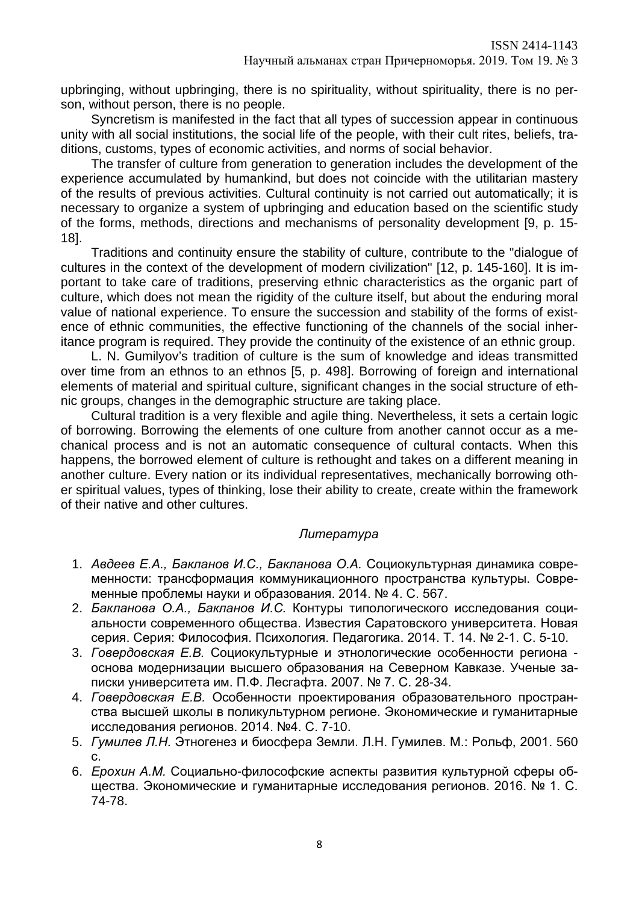upbringing, without upbringing, there is no spirituality, without spirituality, there is no person, without person, there is no people.

Syncretism is manifested in the fact that all types of succession appear in continuous unity with all social institutions, the social life of the people, with their cult rites, beliefs, traditions, customs, types of economic activities, and norms of social behavior.

The transfer of culture from generation to generation includes the development of the experience accumulated by humankind, but does not coincide with the utilitarian mastery of the results of previous activities. Cultural continuity is not carried out automatically; it is necessary to organize a system of upbringing and education based on the scientific study of the forms, methods, directions and mechanisms of personality development [9, p. 15-18].

Traditions and continuity ensure the stability of culture, contribute to the "dialogue of cultures in the context of the development of modern civilization" [12, p. 145-160]. It is important to take care of traditions, preserving ethnic characteristics as the organic part of culture, which does not mean the rigidity of the culture itself, but about the enduring moral value of national experience. To ensure the succession and stability of the forms of existence of ethnic communities, the effective functioning of the channels of the social inheritance program is required. They provide the continuity of the existence of an ethnic group.

L. N. Gumilyov's tradition of culture is the sum of knowledge and ideas transmitted over time from an ethnos to an ethnos [5, p. 498]. Borrowing of foreign and international elements of material and spiritual culture, significant changes in the social structure of ethnic groups, changes in the demographic structure are taking place.

Cultural tradition is a very flexible and agile thing. Nevertheless, it sets a certain logic of borrowing. Borrowing the elements of one culture from another cannot occur as a mechanical process and is not an automatic consequence of cultural contacts. When this happens, the borrowed element of culture is rethought and takes on a different meaning in another culture. Every nation or its individual representatives, mechanically borrowing other spiritual values, types of thinking, lose their ability to create, create within the framework of their native and other cultures.

*Литература*

1. *Авдеев Е.А., Бакланов И.С., Бакланова О.А.* Социокультурная динамика современности: трансформация коммуникационного пространства культуры. Современные проблемы науки и образования. 2014. № 4. С. 567.
2. *Бакланова О.А., Бакланов И.С.* Контуры типологического исследования социальности современного общества. Известия Саратовского университета. Новая серия. Серия: Философия. Психология. Педагогика. 2014. Т. 14. № 2-1. С. 5-10.
3. *Говердовская Е.В.* Социокультурные и этнологические особенности региона - основа модернизации высшего образования на Северном Кавказе. Ученые записки университета им. П.Ф. Лесгафта. 2007. № 7. С. 28-34.
4. *Говердовская Е.В.* Особенности проектирования образовательного пространства высшей школы в поликультурном регионе. Экономические и гуманитарные исследования регионов. 2014. №4. С. 7-10.
5. *Гумилев Л.Н.* Этногенез и биосфера Земли. Л.Н. Гумилев. М.: Рольф, 2001. 560 с.
6. *Ерохин А.М.* Социально-философские аспекты развития культурной сферы общества. Экономические и гуманитарные исследования регионов. 2016. № 1. С. 74-78.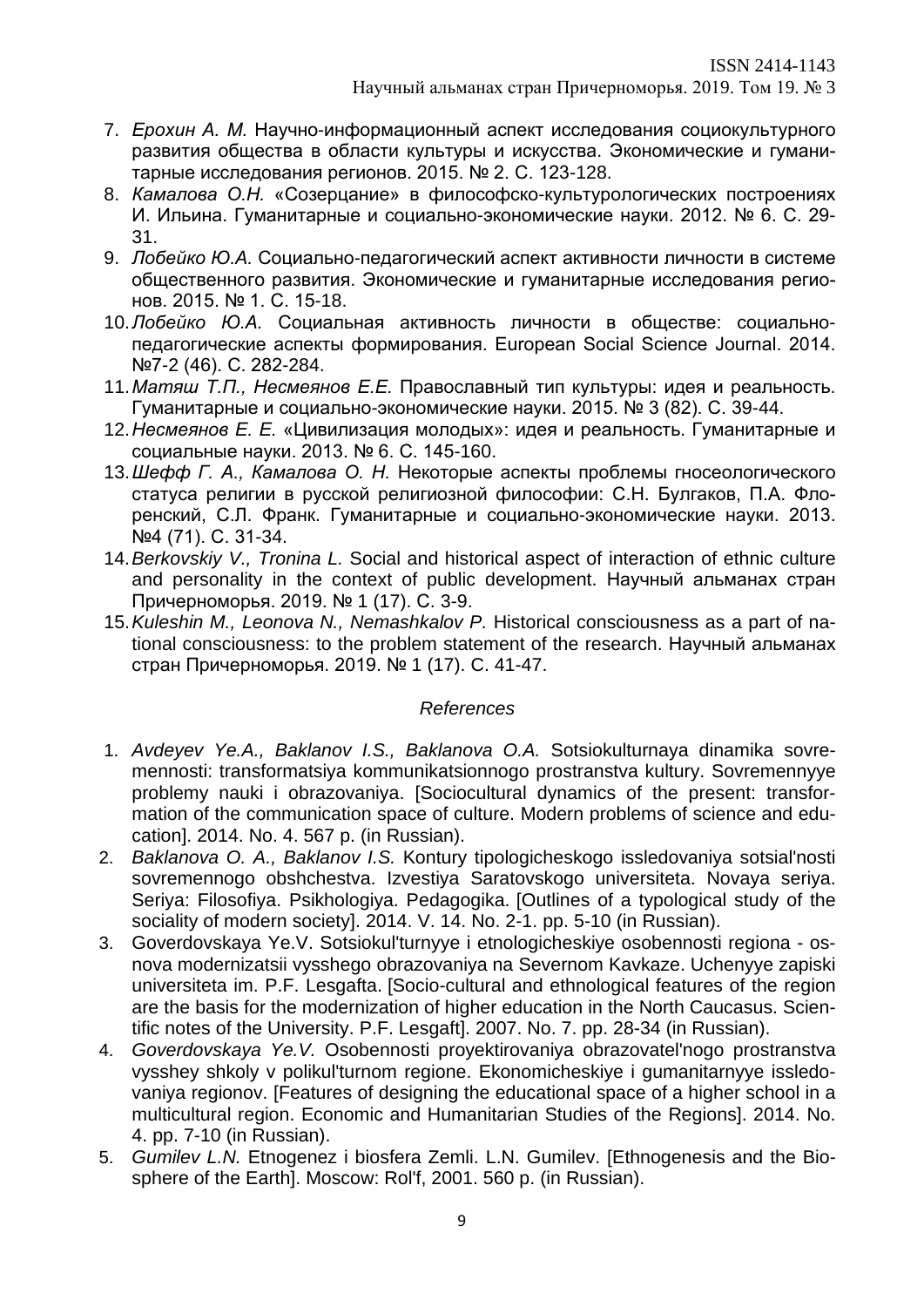7. *Ерохин А. М.* Научно-информационный аспект исследования социокультурного развития общества в области культуры и искусства. Экономические и гуманитарные исследования регионов. 2015. № 2. С. 123-128.
8. *Камалова О.Н.* «Созерцание» в философско-культурологических построениях И. Ильина. Гуманитарные и социально-экономические науки. 2012. № 6. С. 29-31.
9. *Лобейко Ю.А.* Социально-педагогический аспект активности личности в системе общественного развития. Экономические и гуманитарные исследования регионов. 2015. № 1. С. 15-18.
10. *Лобейко Ю.А.* Социальная активность личности в обществе: социально-педагогические аспекты формирования. European Social Science Journal. 2014. №7-2 (46). С. 282-284.
11. *Матяш Т.П., Несмеянов Е.Е.* Православный тип культуры: идея и реальность. Гуманитарные и социально-экономические науки. 2015. № 3 (82). С. 39-44.
12. *Несмеянов Е. Е.* «Цивилизация молодых»: идея и реальность. Гуманитарные и социальные науки. 2013. № 6. С. 145-160.
13. *Шефф Г. А., Камалова О. Н.* Некоторые аспекты проблемы гносеологического статуса религии в русской религиозной философии: С.Н. Булгаков, П.А. Флоренский, С.Л. Франк. Гуманитарные и социально-экономические науки. 2013. №4 (71). С. 31-34.
14. *Berkovskiy V., Tronina L.* Social and historical aspect of interaction of ethnic culture and personality in the context of public development. Научный альманах стран Причерноморья. 2019. № 1 (17). С. 3-9.
15. *Kuleshin M., Leonova N., Nemashkalov P.* Historical consciousness as a part of national consciousness: to the problem statement of the research. Научный альманах стран Причерноморья. 2019. № 1 (17). С. 41-47.

## *References*

1. *Avdeyev Ye.A., Baklanov I.S., Baklanova O.A.* Sotsiokulturnaya dinamika sovremennosti: transformatsiya kommunikatsionnogo prostranstva kultury. Sovremennyye problemy nauki i obrazovaniya. [Sociocultural dynamics of the present: transformation of the communication space of culture. Modern problems of science and education]. 2014. No. 4. 567 p. (in Russian).
2. *Baklanova O. A., Baklanov I.S.* Kontury tipologicheskogo issledovaniya sotsial'nosti sovremennogo obshchestva. Izvestiya Saratovskogo universiteta. Novaya seriya. Seriya: Filosofiya. Psikhologiya. Pedagogika. [Outlines of a typological study of the sociality of modern society]. 2014. V. 14. No. 2-1. pp. 5-10 (in Russian).
3. Goverdovskaya Ye.V. Sotsiokul'turnyye i etnologicheskiye osobennosti regiona - osnova modernizatsii vysshego obrazovaniya na Severnom Kavkaze. Uchenyye zapiski universiteta im. P.F. Lesgafta. [Socio-cultural and ethnological features of the region are the basis for the modernization of higher education in the North Caucasus. Scientific notes of the University. P.F. Lesgaft]. 2007. No. 7. pp. 28-34 (in Russian).
4. *Goverdovskaya Ye.V.* Osobennosti proyektirovaniya obrazovatel'nogo prostranstva vysshey shkoly v polikul'turnom regione. Ekonomicheskiye i gumanitarnyye issledovaniya regionov. [Features of designing the educational space of a higher school in a multicultural region. Economic and Humanitarian Studies of the Regions]. 2014. No. 4. pp. 7-10 (in Russian).
5. *Gumilev L.N.* Etnogenez i biosfera Zemli. L.N. Gumilev. [Ethnogenesis and the Biosphere of the Earth]. Moscow: Rol'f, 2001. 560 p. (in Russian).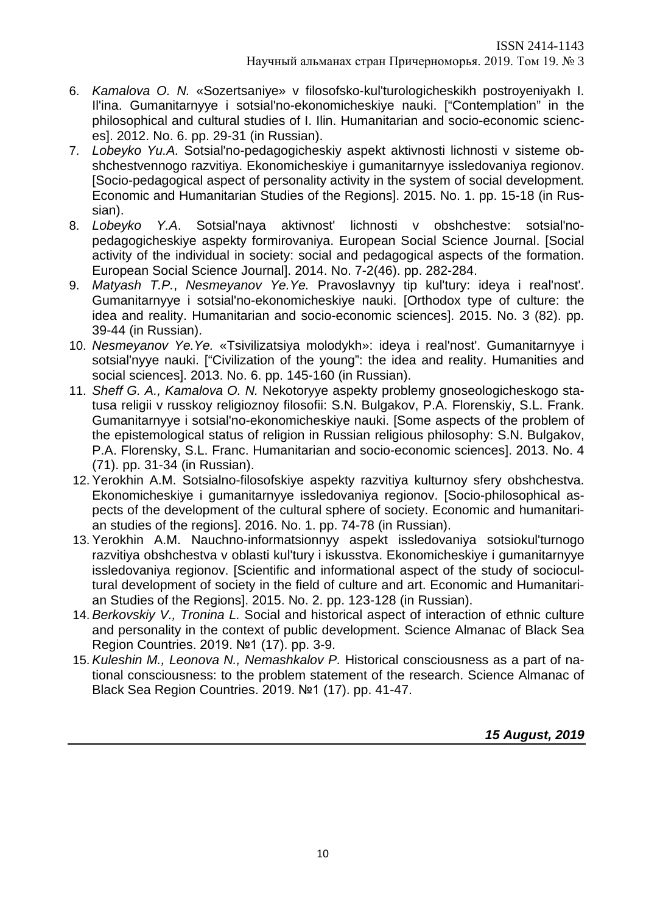6. *Kamalova O. N.* «Sozertsaniye» v filosofsko-kul'turologicheskikh postroyeniyakh I. Il'ina. Gumanitarnyye i sotsial'no-ekonomicheskiye nauki. ["Contemplation" in the philosophical and cultural studies of I. Ilin. Humanitarian and socio-economic sciences]. 2012. No. 6. pp. 29-31 (in Russian).
7. *Lobeyko Yu.A.* Sotsial'no-pedagogicheskiy aspekt aktivnosti lichnosti v sisteme obshchestvennogo razvitiya. Ekonomicheskiye i gumanitarnyye issledovaniya regionov. [Socio-pedagogical aspect of personality activity in the system of social development. Economic and Humanitarian Studies of the Regions]. 2015. No. 1. pp. 15-18 (in Russian).
8. *Lobeyko Y.A*. Sotsial'naya aktivnost' lichnosti v obshchestve: sotsial'no-pedagogicheskiye aspekty formirovaniya. European Social Science Journal. [Social activity of the individual in society: social and pedagogical aspects of the formation. European Social Science Journal]. 2014. No. 7-2(46). pp. 282-284.
9. *Matyash T.P.*, *Nesmeyanov Ye.Ye.* Pravoslavnyy tip kul'tury: ideya i real'nost'. Gumanitarnyye i sotsial'no-ekonomicheskiye nauki. [Orthodox type of culture: the idea and reality. Humanitarian and socio-economic sciences]. 2015. No. 3 (82). pp. 39-44 (in Russian).
10. *Nesmeyanov Ye.Ye.* «Tsivilizatsiya molodykh»: ideya i real'nost'. Gumanitarnyye i sotsial'nyye nauki. ["Civilization of the young": the idea and reality. Humanities and social sciences]. 2013. No. 6. pp. 145-160 (in Russian).
11. *Sheff G. A., Kamalova O. N.* Nekotoryye aspekty problemy gnoseologicheskogo statusa religii v russkoy religioznoy filosofii: S.N. Bulgakov, P.A. Florenskiy, S.L. Frank. Gumanitarnyye i sotsial'no-ekonomicheskiye nauki. [Some aspects of the problem of the epistemological status of religion in Russian religious philosophy: S.N. Bulgakov, P.A. Florensky, S.L. Franc. Humanitarian and socio-economic sciences]. 2013. No. 4 (71). pp. 31-34 (in Russian).
12. Yerokhin A.M. Sotsialno-filosofskiye aspekty razvitiya kulturnoy sfery obshchestva. Ekonomicheskiye i gumanitarnyye issledovaniya regionov. [Socio-philosophical aspects of the development of the cultural sphere of society. Economic and humanitarian studies of the regions]. 2016. No. 1. pp. 74-78 (in Russian).
13. Yerokhin A.M. Nauchno-informatsionnyy aspekt issledovaniya sotsiokul'turnogo razvitiya obshchestva v oblasti kul'tury i iskusstva. Ekonomicheskiye i gumanitarnyye issledovaniya regionov. [Scientific and informational aspect of the study of sociocultural development of society in the field of culture and art. Economic and Humanitarian Studies of the Regions]. 2015. No. 2. pp. 123-128 (in Russian).
14. *Berkovskiy V., Tronina L.* Social and historical aspect of interaction of ethnic culture and personality in the context of public development. Science Almanac of Black Sea Region Countries. 2019. №1 (17). pp. 3-9.
15. *Kuleshin M., Leonova N., Nemashkalov P.* Historical consciousness as a part of national consciousness: to the problem statement of the research. Science Almanac of Black Sea Region Countries. 2019. №1 (17). pp. 41-47.

***15 August, 2019***